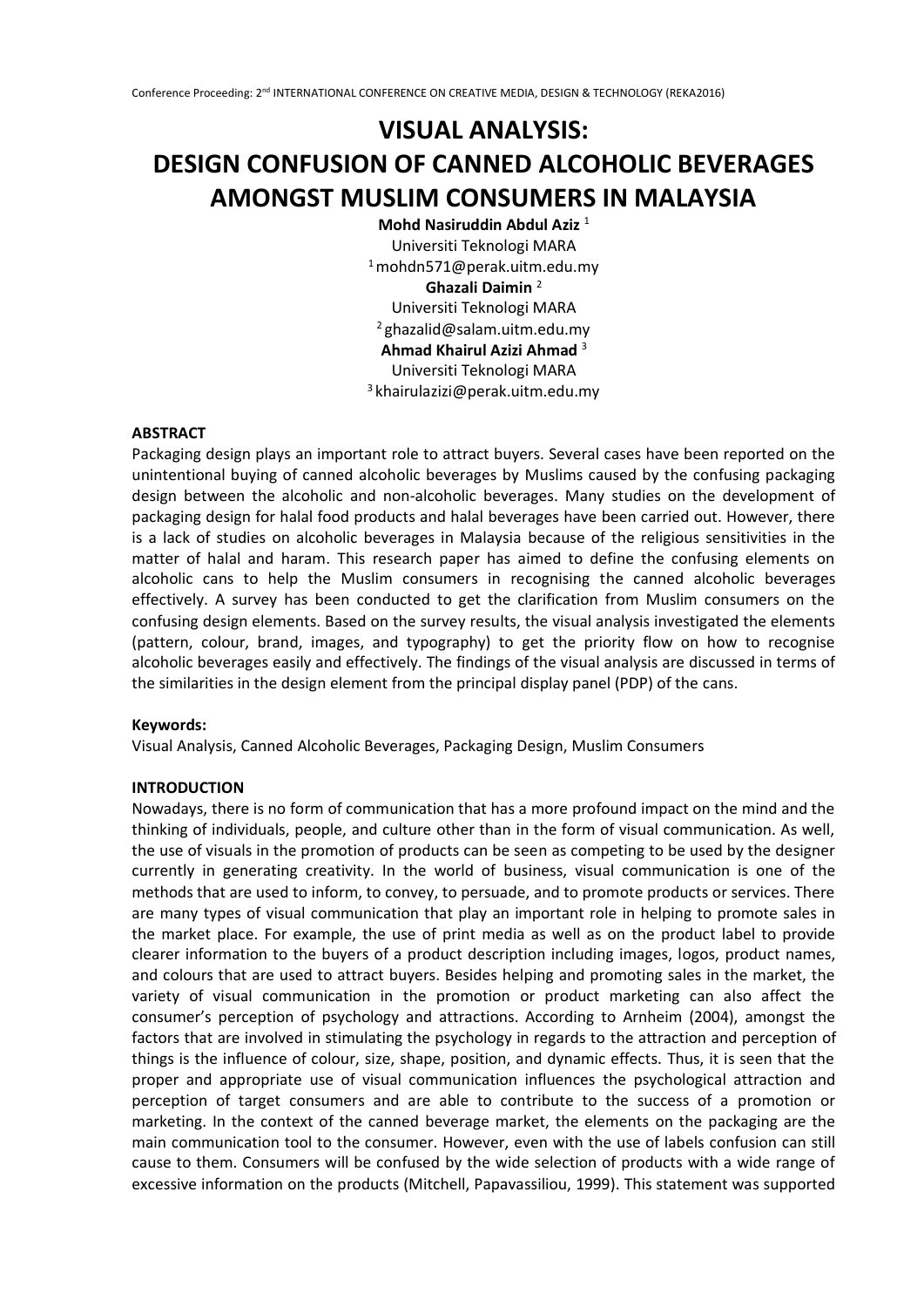# VISUAL ANALYSIS: DESIGN CONFUSION OF CANNED ALCOHOLIC BEVERAGES AMONGST MUSLIM CONSUMERS IN MALAYSIA

**Mohd Nasiruddin Abdul Aziz** [1]
Universiti Teknologi MARA
[1] mohdn571@perak.uitm.edu.my

**Ghazali Daimin** [2]
Universiti Teknologi MARA
[2] ghazalid@salam.uitm.edu.my

**Ahmad Khairul Azizi Ahmad** [3]
Universiti Teknologi MARA
[3] khairulazizi@perak.uitm.edu.my

### ABSTRACT

Packaging design plays an important role to attract buyers. Several cases have been reported on the unintentional buying of canned alcoholic beverages by Muslims caused by the confusing packaging design between the alcoholic and non-alcoholic beverages. Many studies on the development of packaging design for halal food products and halal beverages have been carried out. However, there is a lack of studies on alcoholic beverages in Malaysia because of the religious sensitivities in the matter of halal and haram. This research paper has aimed to define the confusing elements on alcoholic cans to help the Muslim consumers in recognising the canned alcoholic beverages effectively. A survey has been conducted to get the clarification from Muslim consumers on the confusing design elements. Based on the survey results, the visual analysis investigated the elements (pattern, colour, brand, images, and typography) to get the priority flow on how to recognise alcoholic beverages easily and effectively. The findings of the visual analysis are discussed in terms of the similarities in the design element from the principal display panel (PDP) of the cans.

### Keywords:

Visual Analysis, Canned Alcoholic Beverages, Packaging Design, Muslim Consumers

### INTRODUCTION

Nowadays, there is no form of communication that has a more profound impact on the mind and the thinking of individuals, people, and culture other than in the form of visual communication. As well, the use of visuals in the promotion of products can be seen as competing to be used by the designer currently in generating creativity. In the world of business, visual communication is one of the methods that are used to inform, to convey, to persuade, and to promote products or services. There are many types of visual communication that play an important role in helping to promote sales in the market place. For example, the use of print media as well as on the product label to provide clearer information to the buyers of a product description including images, logos, product names, and colours that are used to attract buyers. Besides helping and promoting sales in the market, the variety of visual communication in the promotion or product marketing can also affect the consumer's perception of psychology and attractions. According to Arnheim (2004), amongst the factors that are involved in stimulating the psychology in regards to the attraction and perception of things is the influence of colour, size, shape, position, and dynamic effects. Thus, it is seen that the proper and appropriate use of visual communication influences the psychological attraction and perception of target consumers and are able to contribute to the success of a promotion or marketing. In the context of the canned beverage market, the elements on the packaging are the main communication tool to the consumer. However, even with the use of labels confusion can still cause to them. Consumers will be confused by the wide selection of products with a wide range of excessive information on the products (Mitchell, Papavassiliou, 1999). This statement was supported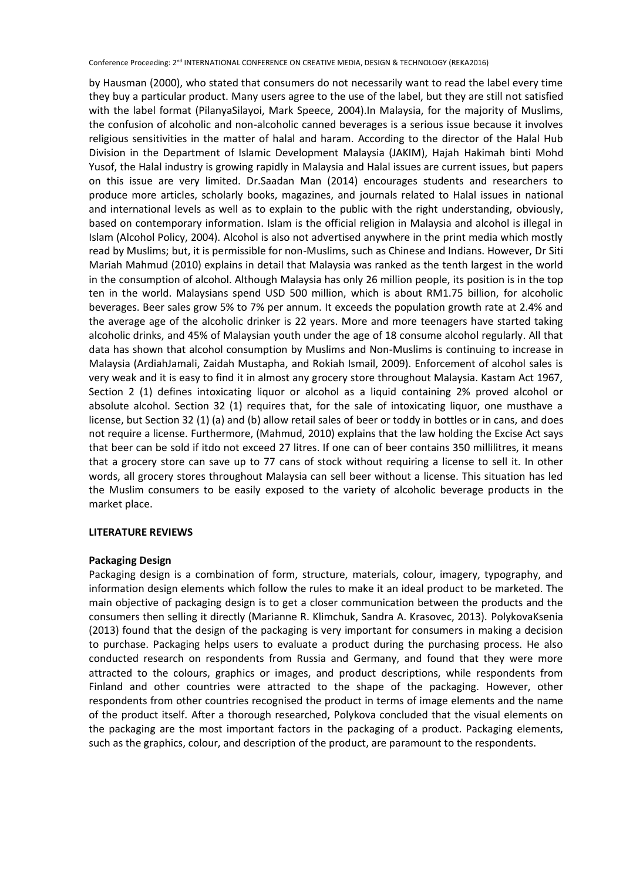by Hausman (2000), who stated that consumers do not necessarily want to read the label every time they buy a particular product. Many users agree to the use of the label, but they are still not satisfied with the label format (PilanyaSilayoi, Mark Speece, 2004).In Malaysia, for the majority of Muslims, the confusion of alcoholic and non-alcoholic canned beverages is a serious issue because it involves religious sensitivities in the matter of halal and haram. According to the director of the Halal Hub Division in the Department of Islamic Development Malaysia (JAKIM), Hajah Hakimah binti Mohd Yusof, the Halal industry is growing rapidly in Malaysia and Halal issues are current issues, but papers on this issue are very limited. Dr.Saadan Man (2014) encourages students and researchers to produce more articles, scholarly books, magazines, and journals related to Halal issues in national and international levels as well as to explain to the public with the right understanding, obviously, based on contemporary information. Islam is the official religion in Malaysia and alcohol is illegal in Islam (Alcohol Policy, 2004). Alcohol is also not advertised anywhere in the print media which mostly read by Muslims; but, it is permissible for non-Muslims, such as Chinese and Indians. However, Dr Siti Mariah Mahmud (2010) explains in detail that Malaysia was ranked as the tenth largest in the world in the consumption of alcohol. Although Malaysia has only 26 million people, its position is in the top ten in the world. Malaysians spend USD 500 million, which is about RM1.75 billion, for alcoholic beverages. Beer sales grow 5% to 7% per annum. It exceeds the population growth rate at 2.4% and the average age of the alcoholic drinker is 22 years. More and more teenagers have started taking alcoholic drinks, and 45% of Malaysian youth under the age of 18 consume alcohol regularly. All that data has shown that alcohol consumption by Muslims and Non-Muslims is continuing to increase in Malaysia (ArdiahJamali, Zaidah Mustapha, and Rokiah Ismail, 2009). Enforcement of alcohol sales is very weak and it is easy to find it in almost any grocery store throughout Malaysia. Kastam Act 1967, Section 2 (1) defines intoxicating liquor or alcohol as a liquid containing 2% proved alcohol or absolute alcohol. Section 32 (1) requires that, for the sale of intoxicating liquor, one musthave a license, but Section 32 (1) (a) and (b) allow retail sales of beer or toddy in bottles or in cans, and does not require a license. Furthermore, (Mahmud, 2010) explains that the law holding the Excise Act says that beer can be sold if itdo not exceed 27 litres. If one can of beer contains 350 millilitres, it means that a grocery store can save up to 77 cans of stock without requiring a license to sell it. In other words, all grocery stores throughout Malaysia can sell beer without a license. This situation has led the Muslim consumers to be easily exposed to the variety of alcoholic beverage products in the market place.

## LITERATURE REVIEWS

### Packaging Design

Packaging design is a combination of form, structure, materials, colour, imagery, typography, and information design elements which follow the rules to make it an ideal product to be marketed. The main objective of packaging design is to get a closer communication between the products and the consumers then selling it directly (Marianne R. Klimchuk, Sandra A. Krasovec, 2013). PolykovaKsenia (2013) found that the design of the packaging is very important for consumers in making a decision to purchase. Packaging helps users to evaluate a product during the purchasing process. He also conducted research on respondents from Russia and Germany, and found that they were more attracted to the colours, graphics or images, and product descriptions, while respondents from Finland and other countries were attracted to the shape of the packaging. However, other respondents from other countries recognised the product in terms of image elements and the name of the product itself. After a thorough researched, Polykova concluded that the visual elements on the packaging are the most important factors in the packaging of a product. Packaging elements, such as the graphics, colour, and description of the product, are paramount to the respondents.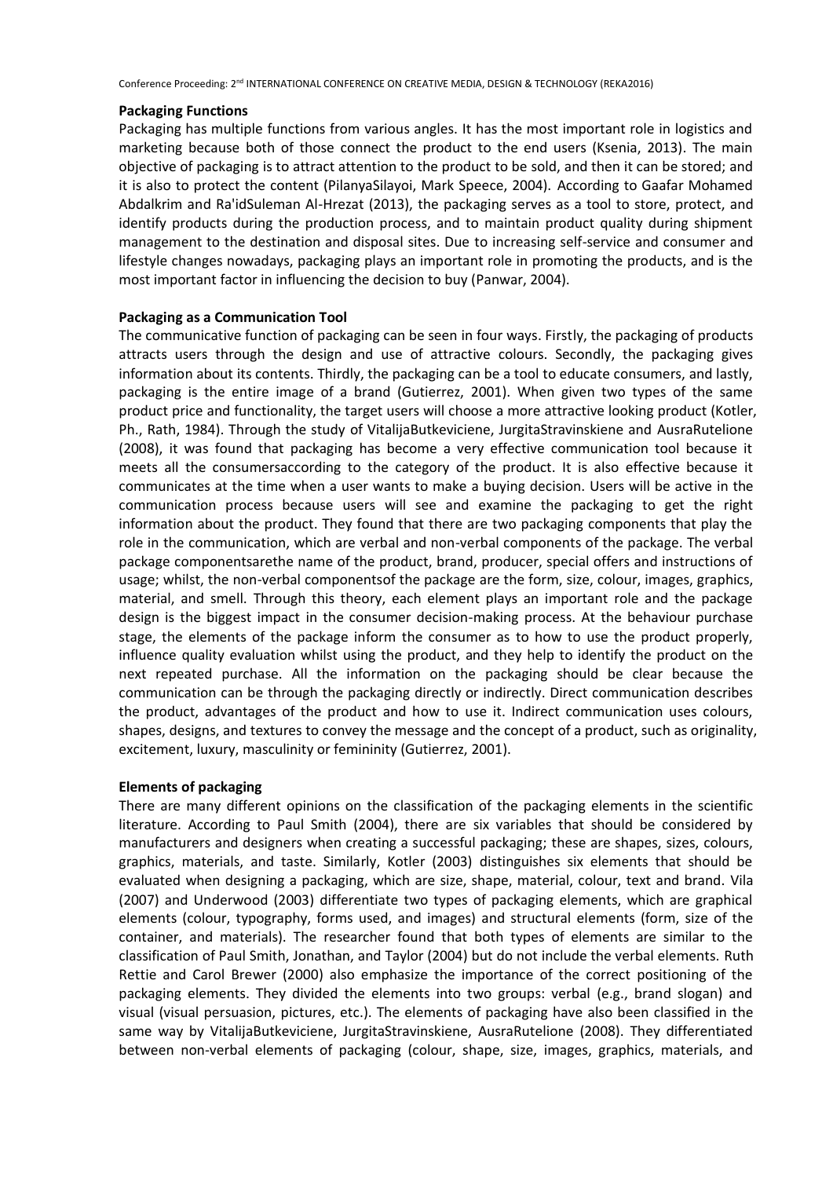**Packaging Functions**

Packaging has multiple functions from various angles. It has the most important role in logistics and marketing because both of those connect the product to the end users (Ksenia, 2013). The main objective of packaging is to attract attention to the product to be sold, and then it can be stored; and it is also to protect the content (PilanyaSilayoi, Mark Speece, 2004). According to Gaafar Mohamed Abdalkrim and Ra'idSuleman Al-Hrezat (2013), the packaging serves as a tool to store, protect, and identify products during the production process, and to maintain product quality during shipment management to the destination and disposal sites. Due to increasing self-service and consumer and lifestyle changes nowadays, packaging plays an important role in promoting the products, and is the most important factor in influencing the decision to buy (Panwar, 2004).

**Packaging as a Communication Tool**

The communicative function of packaging can be seen in four ways. Firstly, the packaging of products attracts users through the design and use of attractive colours. Secondly, the packaging gives information about its contents. Thirdly, the packaging can be a tool to educate consumers, and lastly, packaging is the entire image of a brand (Gutierrez, 2001). When given two types of the same product price and functionality, the target users will choose a more attractive looking product (Kotler, Ph., Rath, 1984). Through the study of VitalijaButkeviciene, JurgitaStravinskiene and AusraRutelione (2008), it was found that packaging has become a very effective communication tool because it meets all the consumersaccording to the category of the product. It is also effective because it communicates at the time when a user wants to make a buying decision. Users will be active in the communication process because users will see and examine the packaging to get the right information about the product. They found that there are two packaging components that play the role in the communication, which are verbal and non-verbal components of the package. The verbal package componentsarethe name of the product, brand, producer, special offers and instructions of usage; whilst, the non-verbal componentsof the package are the form, size, colour, images, graphics, material, and smell. Through this theory, each element plays an important role and the package design is the biggest impact in the consumer decision-making process. At the behaviour purchase stage, the elements of the package inform the consumer as to how to use the product properly, influence quality evaluation whilst using the product, and they help to identify the product on the next repeated purchase. All the information on the packaging should be clear because the communication can be through the packaging directly or indirectly. Direct communication describes the product, advantages of the product and how to use it. Indirect communication uses colours, shapes, designs, and textures to convey the message and the concept of a product, such as originality, excitement, luxury, masculinity or femininity (Gutierrez, 2001).

**Elements of packaging**

There are many different opinions on the classification of the packaging elements in the scientific literature. According to Paul Smith (2004), there are six variables that should be considered by manufacturers and designers when creating a successful packaging; these are shapes, sizes, colours, graphics, materials, and taste. Similarly, Kotler (2003) distinguishes six elements that should be evaluated when designing a packaging, which are size, shape, material, colour, text and brand. Vila (2007) and Underwood (2003) differentiate two types of packaging elements, which are graphical elements (colour, typography, forms used, and images) and structural elements (form, size of the container, and materials). The researcher found that both types of elements are similar to the classification of Paul Smith, Jonathan, and Taylor (2004) but do not include the verbal elements. Ruth Rettie and Carol Brewer (2000) also emphasize the importance of the correct positioning of the packaging elements. They divided the elements into two groups: verbal (e.g., brand slogan) and visual (visual persuasion, pictures, etc.). The elements of packaging have also been classified in the same way by VitalijaButkeviciene, JurgitaStravinskiene, AusraRutelione (2008). They differentiated between non-verbal elements of packaging (colour, shape, size, images, graphics, materials, and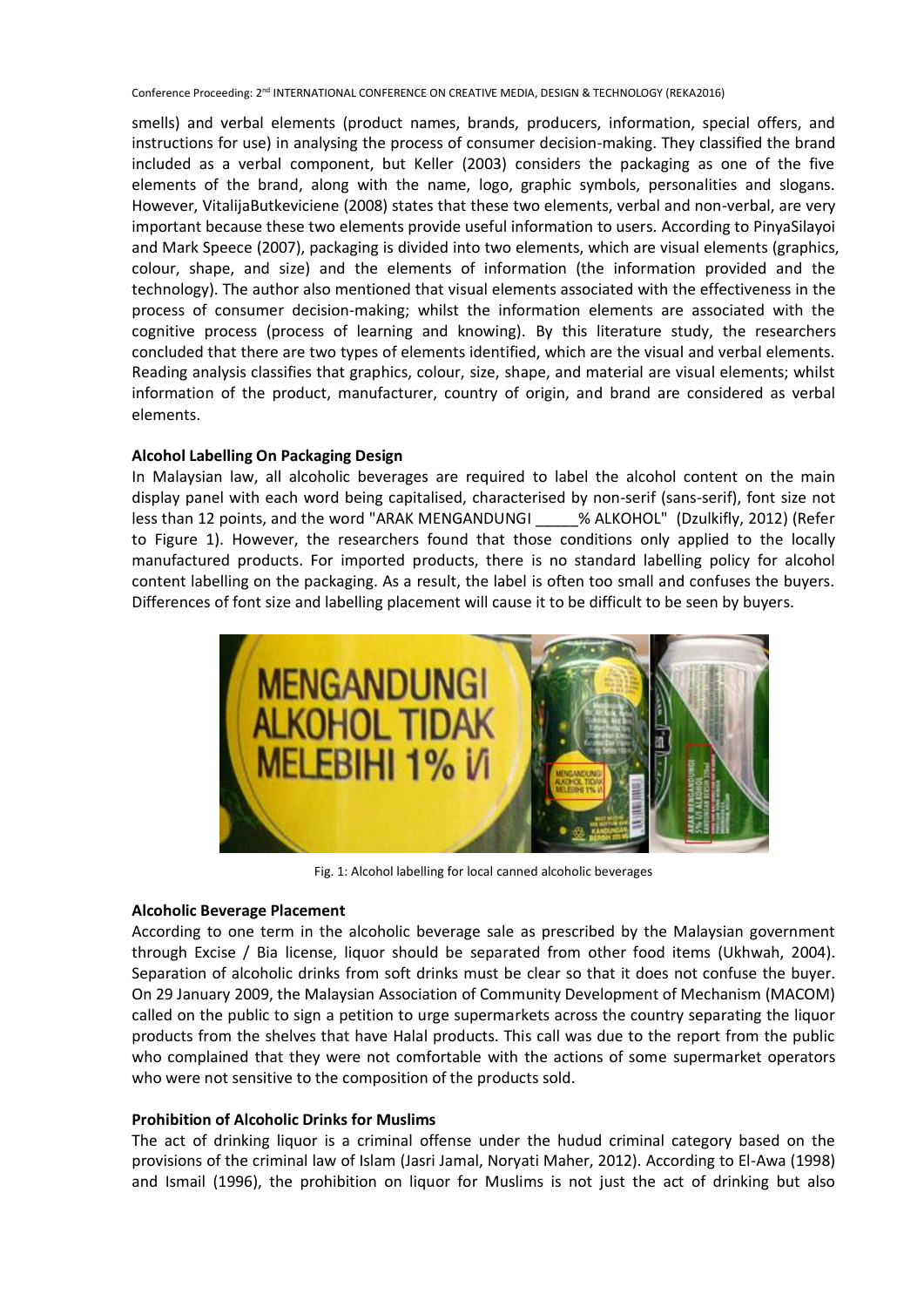smells) and verbal elements (product names, brands, producers, information, special offers, and instructions for use) in analysing the process of consumer decision-making. They classified the brand included as a verbal component, but Keller (2003) considers the packaging as one of the five elements of the brand, along with the name, logo, graphic symbols, personalities and slogans. However, VitalijaButkeviciene (2008) states that these two elements, verbal and non-verbal, are very important because these two elements provide useful information to users. According to PinyaSilayoi and Mark Speece (2007), packaging is divided into two elements, which are visual elements (graphics, colour, shape, and size) and the elements of information (the information provided and the technology). The author also mentioned that visual elements associated with the effectiveness in the process of consumer decision-making; whilst the information elements are associated with the cognitive process (process of learning and knowing). By this literature study, the researchers concluded that there are two types of elements identified, which are the visual and verbal elements. Reading analysis classifies that graphics, colour, size, shape, and material are visual elements; whilst information of the product, manufacturer, country of origin, and brand are considered as verbal elements.

**Alcohol Labelling On Packaging Design**

In Malaysian law, all alcoholic beverages are required to label the alcohol content on the main display panel with each word being capitalised, characterised by non-serif (sans-serif), font size not less than 12 points, and the word "ARAK MENGANDUNGI _____% ALKOHOL" (Dzulkifly, 2012) (Refer to Figure 1). However, the researchers found that those conditions only applied to the locally manufactured products. For imported products, there is no standard labelling policy for alcohol content labelling on the packaging. As a result, the label is often too small and confuses the buyers. Differences of font size and labelling placement will cause it to be difficult to be seen by buyers.

Fig. 1: Alcohol labelling for local canned alcoholic beverages

**Alcoholic Beverage Placement**

According to one term in the alcoholic beverage sale as prescribed by the Malaysian government through Excise / Bia license, liquor should be separated from other food items (Ukhwah, 2004). Separation of alcoholic drinks from soft drinks must be clear so that it does not confuse the buyer. On 29 January 2009, the Malaysian Association of Community Development of Mechanism (MACOM) called on the public to sign a petition to urge supermarkets across the country separating the liquor products from the shelves that have Halal products. This call was due to the report from the public who complained that they were not comfortable with the actions of some supermarket operators who were not sensitive to the composition of the products sold.

**Prohibition of Alcoholic Drinks for Muslims**

The act of drinking liquor is a criminal offense under the hudud criminal category based on the provisions of the criminal law of Islam (Jasri Jamal, Noryati Maher, 2012). According to El-Awa (1998) and Ismail (1996), the prohibition on liquor for Muslims is not just the act of drinking but also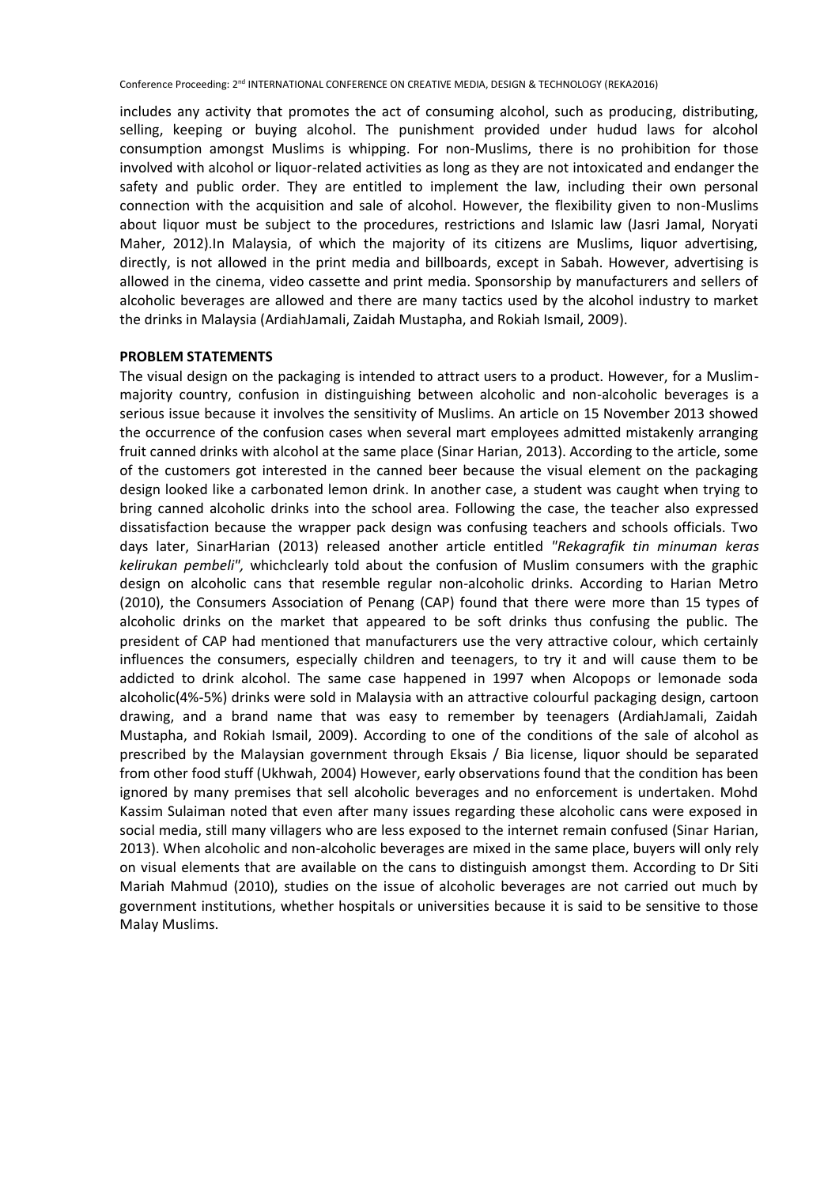includes any activity that promotes the act of consuming alcohol, such as producing, distributing, selling, keeping or buying alcohol. The punishment provided under hudud laws for alcohol consumption amongst Muslims is whipping. For non-Muslims, there is no prohibition for those involved with alcohol or liquor-related activities as long as they are not intoxicated and endanger the safety and public order. They are entitled to implement the law, including their own personal connection with the acquisition and sale of alcohol. However, the flexibility given to non-Muslims about liquor must be subject to the procedures, restrictions and Islamic law (Jasri Jamal, Noryati Maher, 2012).In Malaysia, of which the majority of its citizens are Muslims, liquor advertising, directly, is not allowed in the print media and billboards, except in Sabah. However, advertising is allowed in the cinema, video cassette and print media. Sponsorship by manufacturers and sellers of alcoholic beverages are allowed and there are many tactics used by the alcohol industry to market the drinks in Malaysia (ArdiahJamali, Zaidah Mustapha, and Rokiah Ismail, 2009).

**PROBLEM STATEMENTS**

The visual design on the packaging is intended to attract users to a product. However, for a Muslim-majority country, confusion in distinguishing between alcoholic and non-alcoholic beverages is a serious issue because it involves the sensitivity of Muslims. An article on 15 November 2013 showed the occurrence of the confusion cases when several mart employees admitted mistakenly arranging fruit canned drinks with alcohol at the same place (Sinar Harian, 2013). According to the article, some of the customers got interested in the canned beer because the visual element on the packaging design looked like a carbonated lemon drink. In another case, a student was caught when trying to bring canned alcoholic drinks into the school area. Following the case, the teacher also expressed dissatisfaction because the wrapper pack design was confusing teachers and schools officials. Two days later, SinarHarian (2013) released another article entitled *"Rekagrafik tin minuman keras kelirukan pembeli",* whichclearly told about the confusion of Muslim consumers with the graphic design on alcoholic cans that resemble regular non-alcoholic drinks. According to Harian Metro (2010), the Consumers Association of Penang (CAP) found that there were more than 15 types of alcoholic drinks on the market that appeared to be soft drinks thus confusing the public. The president of CAP had mentioned that manufacturers use the very attractive colour, which certainly influences the consumers, especially children and teenagers, to try it and will cause them to be addicted to drink alcohol. The same case happened in 1997 when Alcopops or lemonade soda alcoholic(4%-5%) drinks were sold in Malaysia with an attractive colourful packaging design, cartoon drawing, and a brand name that was easy to remember by teenagers (ArdiahJamali, Zaidah Mustapha, and Rokiah Ismail, 2009). According to one of the conditions of the sale of alcohol as prescribed by the Malaysian government through Eksais / Bia license, liquor should be separated from other food stuff (Ukhwah, 2004) However, early observations found that the condition has been ignored by many premises that sell alcoholic beverages and no enforcement is undertaken. Mohd Kassim Sulaiman noted that even after many issues regarding these alcoholic cans were exposed in social media, still many villagers who are less exposed to the internet remain confused (Sinar Harian, 2013). When alcoholic and non-alcoholic beverages are mixed in the same place, buyers will only rely on visual elements that are available on the cans to distinguish amongst them. According to Dr Siti Mariah Mahmud (2010), studies on the issue of alcoholic beverages are not carried out much by government institutions, whether hospitals or universities because it is said to be sensitive to those Malay Muslims.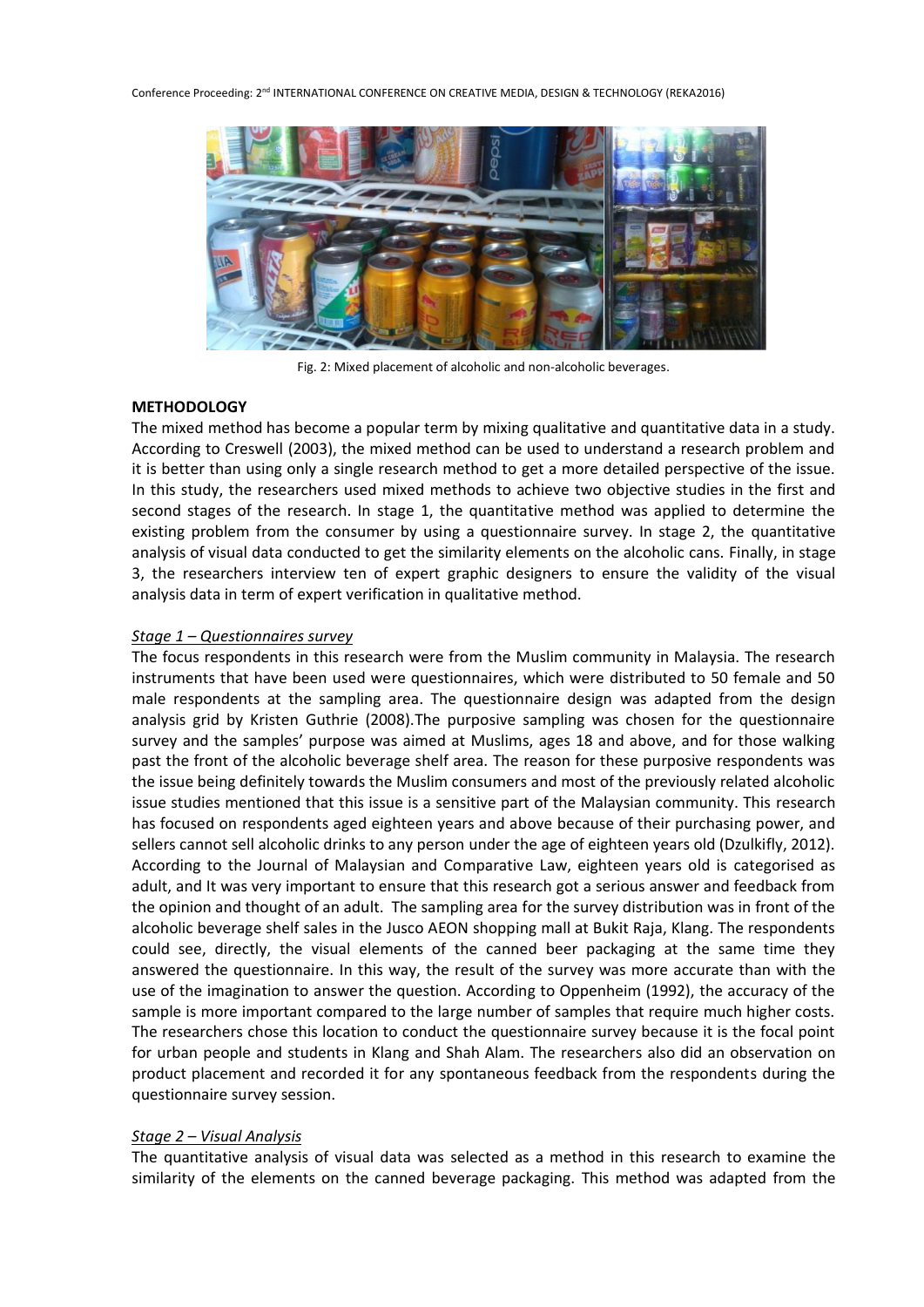Fig. 2: Mixed placement of alcoholic and non-alcoholic beverages.

**METHODOLOGY**

The mixed method has become a popular term by mixing qualitative and quantitative data in a study. According to Creswell (2003), the mixed method can be used to understand a research problem and it is better than using only a single research method to get a more detailed perspective of the issue. In this study, the researchers used mixed methods to achieve two objective studies in the first and second stages of the research. In stage 1, the quantitative method was applied to determine the existing problem from the consumer by using a questionnaire survey. In stage 2, the quantitative analysis of visual data conducted to get the similarity elements on the alcoholic cans. Finally, in stage 3, the researchers interview ten of expert graphic designers to ensure the validity of the visual analysis data in term of expert verification in qualitative method.

*Stage 1 – Questionnaires survey*

The focus respondents in this research were from the Muslim community in Malaysia. The research instruments that have been used were questionnaires, which were distributed to 50 female and 50 male respondents at the sampling area. The questionnaire design was adapted from the design analysis grid by Kristen Guthrie (2008).The purposive sampling was chosen for the questionnaire survey and the samples' purpose was aimed at Muslims, ages 18 and above, and for those walking past the front of the alcoholic beverage shelf area. The reason for these purposive respondents was the issue being definitely towards the Muslim consumers and most of the previously related alcoholic issue studies mentioned that this issue is a sensitive part of the Malaysian community. This research has focused on respondents aged eighteen years and above because of their purchasing power, and sellers cannot sell alcoholic drinks to any person under the age of eighteen years old (Dzulkifly, 2012). According to the Journal of Malaysian and Comparative Law, eighteen years old is categorised as adult, and It was very important to ensure that this research got a serious answer and feedback from the opinion and thought of an adult. The sampling area for the survey distribution was in front of the alcoholic beverage shelf sales in the Jusco AEON shopping mall at Bukit Raja, Klang. The respondents could see, directly, the visual elements of the canned beer packaging at the same time they answered the questionnaire. In this way, the result of the survey was more accurate than with the use of the imagination to answer the question. According to Oppenheim (1992), the accuracy of the sample is more important compared to the large number of samples that require much higher costs. The researchers chose this location to conduct the questionnaire survey because it is the focal point for urban people and students in Klang and Shah Alam. The researchers also did an observation on product placement and recorded it for any spontaneous feedback from the respondents during the questionnaire survey session.

*Stage 2 – Visual Analysis*

The quantitative analysis of visual data was selected as a method in this research to examine the similarity of the elements on the canned beverage packaging. This method was adapted from the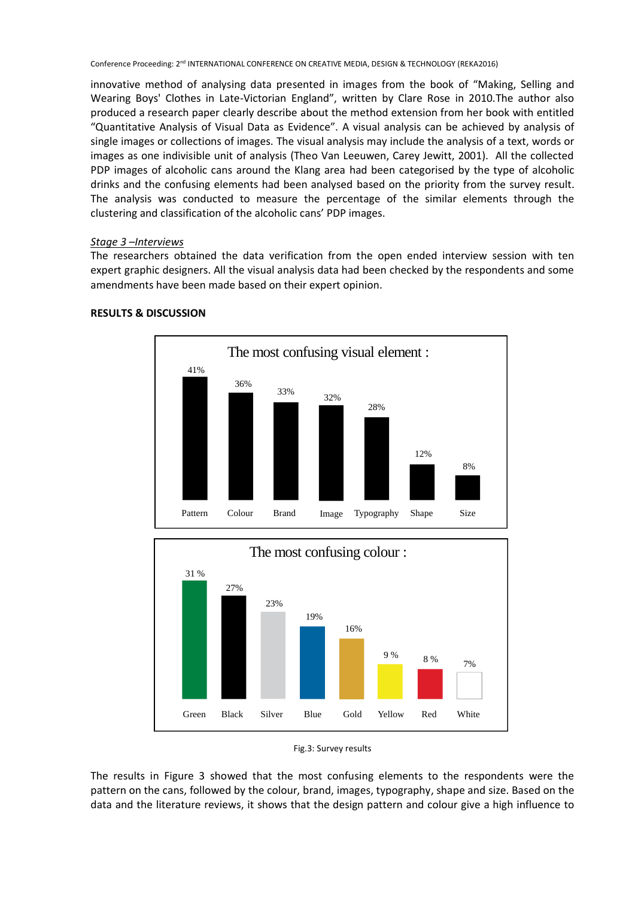innovative method of analysing data presented in images from the book of "Making, Selling and Wearing Boys' Clothes in Late-Victorian England", written by Clare Rose in 2010.The author also produced a research paper clearly describe about the method extension from her book with entitled "Quantitative Analysis of Visual Data as Evidence". A visual analysis can be achieved by analysis of single images or collections of images. The visual analysis may include the analysis of a text, words or images as one indivisible unit of analysis (Theo Van Leeuwen, Carey Jewitt, 2001). All the collected PDP images of alcoholic cans around the Klang area had been categorised by the type of alcoholic drinks and the confusing elements had been analysed based on the priority from the survey result. The analysis was conducted to measure the percentage of the similar elements through the clustering and classification of the alcoholic cans' PDP images.

*Stage 3 –Interviews*

The researchers obtained the data verification from the open ended interview session with ten expert graphic designers. All the visual analysis data had been checked by the respondents and some amendments have been made based on their expert opinion.

## RESULTS & DISCUSSION

The most confusing visual element :

| Pattern | Colour | Brand | Image | Typography | Shape | Size |
|---|---|---|---|---|---|---|
| 41% | 36% | 33% | 32% | 28% | 12% | 8% |

The most confusing colour :

| Green | Black | Silver | Blue | Gold | Yellow | Red | White |
|---|---|---|---|---|---|---|---|
| 31 % | 27% | 23% | 19% | 16% | 9 % | 8 % | 7% |

Fig.3: Survey results

The results in Figure 3 showed that the most confusing elements to the respondents were the pattern on the cans, followed by the colour, brand, images, typography, shape and size. Based on the data and the literature reviews, it shows that the design pattern and colour give a high influence to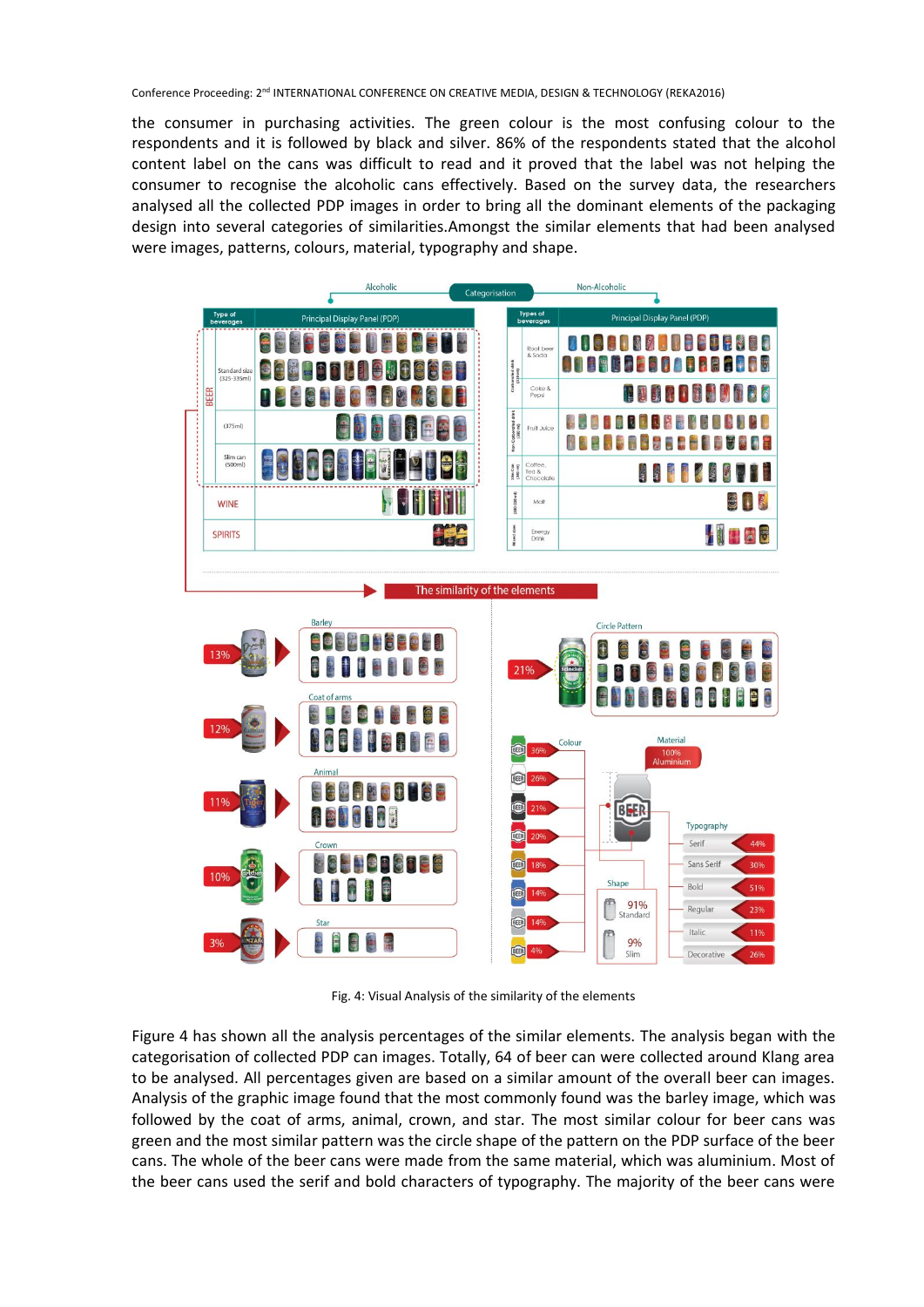the consumer in purchasing activities. The green colour is the most confusing colour to the respondents and it is followed by black and silver. 86% of the respondents stated that the alcohol content label on the cans was difficult to read and it proved that the label was not helping the consumer to recognise the alcoholic cans effectively. Based on the survey data, the researchers analysed all the collected PDP images in order to bring all the dominant elements of the packaging design into several categories of similarities.Amongst the similar elements that had been analysed were images, patterns, colours, material, typography and shape.

Fig. 4: Visual Analysis of the similarity of the elements

Figure 4 has shown all the analysis percentages of the similar elements. The analysis began with the categorisation of collected PDP can images. Totally, 64 of beer can were collected around Klang area to be analysed. All percentages given are based on a similar amount of the overall beer can images. Analysis of the graphic image found that the most commonly found was the barley image, which was followed by the coat of arms, animal, crown, and star. The most similar colour for beer cans was green and the most similar pattern was the circle shape of the pattern on the PDP surface of the beer cans. The whole of the beer cans were made from the same material, which was aluminium. Most of the beer cans used the serif and bold characters of typography. The majority of the beer cans were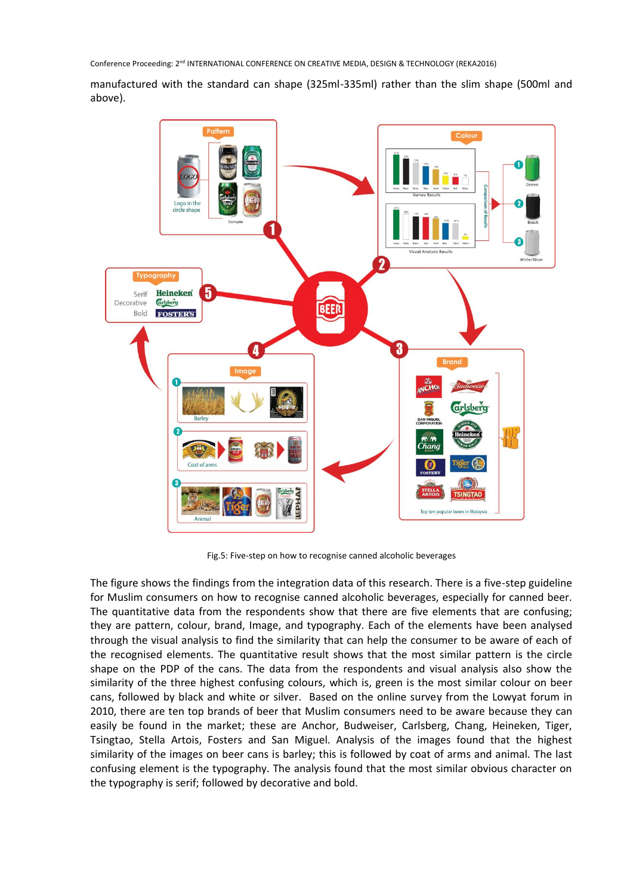manufactured with the standard can shape (325ml-335ml) rather than the slim shape (500ml and above).

Fig.5: Five-step on how to recognise canned alcoholic beverages

The figure shows the findings from the integration data of this research. There is a five-step guideline for Muslim consumers on how to recognise canned alcoholic beverages, especially for canned beer. The quantitative data from the respondents show that there are five elements that are confusing; they are pattern, colour, brand, Image, and typography. Each of the elements have been analysed through the visual analysis to find the similarity that can help the consumer to be aware of each of the recognised elements. The quantitative result shows that the most similar pattern is the circle shape on the PDP of the cans. The data from the respondents and visual analysis also show the similarity of the three highest confusing colours, which is, green is the most similar colour on beer cans, followed by black and white or silver. Based on the online survey from the Lowyat forum in 2010, there are ten top brands of beer that Muslim consumers need to be aware because they can easily be found in the market; these are Anchor, Budweiser, Carlsberg, Chang, Heineken, Tiger, Tsingtao, Stella Artois, Fosters and San Miguel. Analysis of the images found that the highest similarity of the images on beer cans is barley; this is followed by coat of arms and animal. The last confusing element is the typography. The analysis found that the most similar obvious character on the typography is serif; followed by decorative and bold.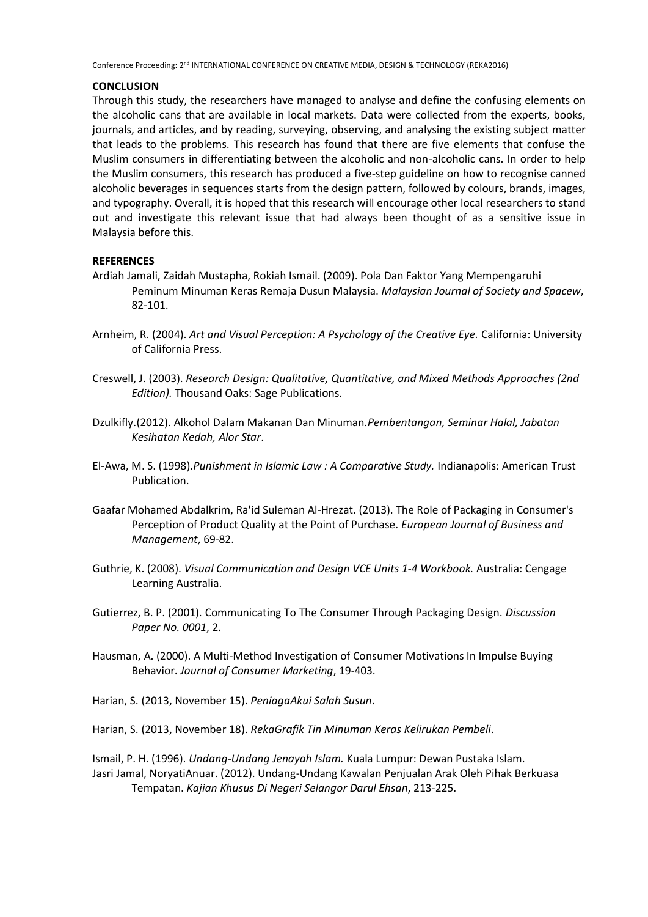## CONCLUSION

Through this study, the researchers have managed to analyse and define the confusing elements on the alcoholic cans that are available in local markets. Data were collected from the experts, books, journals, and articles, and by reading, surveying, observing, and analysing the existing subject matter that leads to the problems. This research has found that there are five elements that confuse the Muslim consumers in differentiating between the alcoholic and non-alcoholic cans. In order to help the Muslim consumers, this research has produced a five-step guideline on how to recognise canned alcoholic beverages in sequences starts from the design pattern, followed by colours, brands, images, and typography. Overall, it is hoped that this research will encourage other local researchers to stand out and investigate this relevant issue that had always been thought of as a sensitive issue in Malaysia before this.

## REFERENCES

Ardiah Jamali, Zaidah Mustapha, Rokiah Ismail. (2009). Pola Dan Faktor Yang Mempengaruhi Peminum Minuman Keras Remaja Dusun Malaysia. *Malaysian Journal of Society and Spacew*, 82-101.

Arnheim, R. (2004). *Art and Visual Perception: A Psychology of the Creative Eye.* California: University of California Press.

Creswell, J. (2003). *Research Design: Qualitative, Quantitative, and Mixed Methods Approaches (2nd Edition).* Thousand Oaks: Sage Publications.

Dzulkifly.(2012). Alkohol Dalam Makanan Dan Minuman.*Pembentangan, Seminar Halal, Jabatan Kesihatan Kedah, Alor Star*.

El-Awa, M. S. (1998).*Punishment in Islamic Law : A Comparative Study.* Indianapolis: American Trust Publication.

Gaafar Mohamed Abdalkrim, Ra'id Suleman Al-Hrezat. (2013). The Role of Packaging in Consumer's Perception of Product Quality at the Point of Purchase. *European Journal of Business and Management*, 69-82.

Guthrie, K. (2008). *Visual Communication and Design VCE Units 1-4 Workbook.* Australia: Cengage Learning Australia.

Gutierrez, B. P. (2001). Communicating To The Consumer Through Packaging Design. *Discussion Paper No. 0001*, 2.

Hausman, A. (2000). A Multi-Method Investigation of Consumer Motivations In Impulse Buying Behavior. *Journal of Consumer Marketing*, 19-403.

Harian, S. (2013, November 15). *PeniagaAkui Salah Susun*.

Harian, S. (2013, November 18). *RekaGrafik Tin Minuman Keras Kelirukan Pembeli*.

Ismail, P. H. (1996). *Undang-Undang Jenayah Islam.* Kuala Lumpur: Dewan Pustaka Islam.

Jasri Jamal, NoryatiAnuar. (2012). Undang-Undang Kawalan Penjualan Arak Oleh Pihak Berkuasa Tempatan. *Kajian Khusus Di Negeri Selangor Darul Ehsan*, 213-225.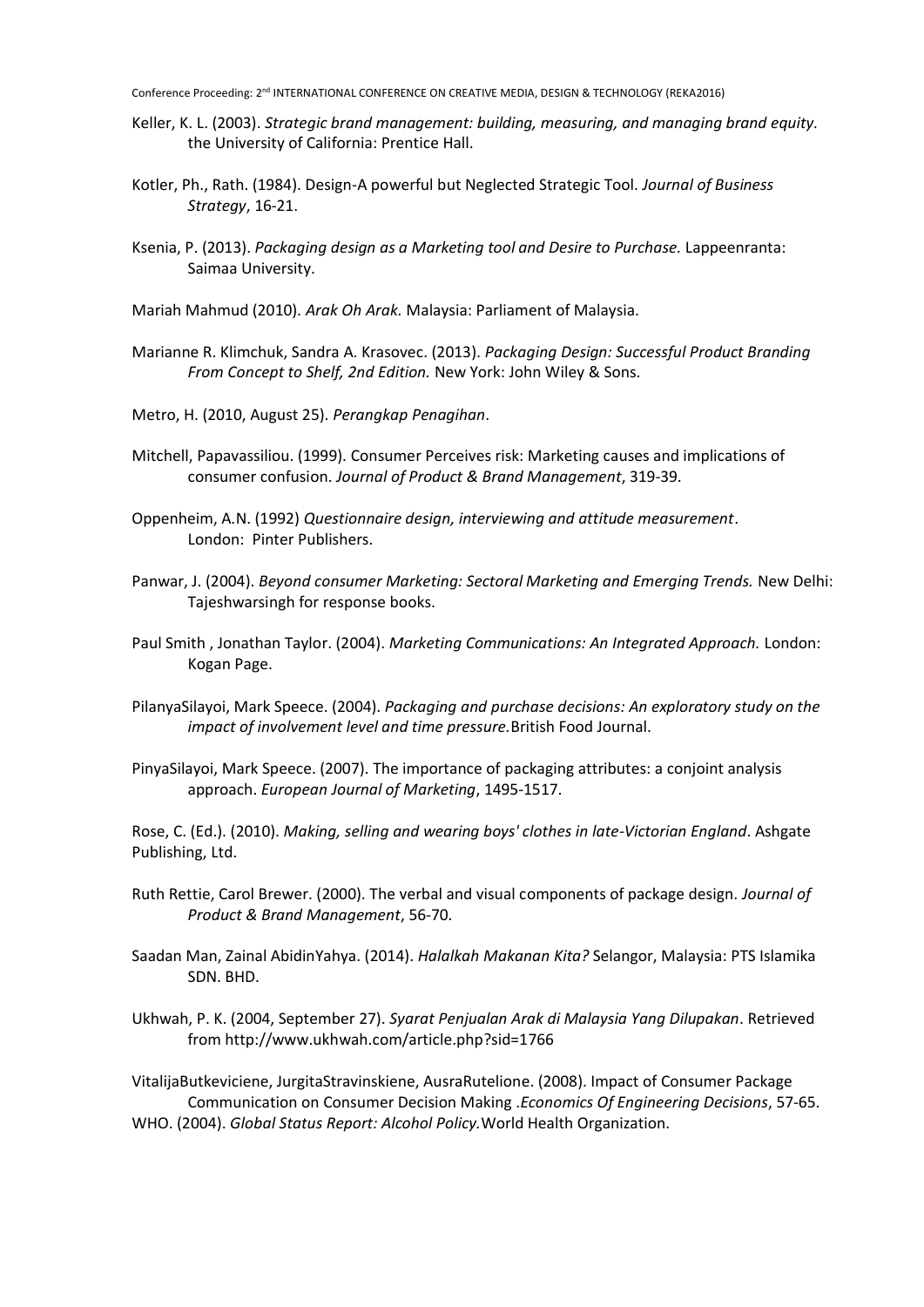Keller, K. L. (2003). *Strategic brand management: building, measuring, and managing brand equity.* the University of California: Prentice Hall.

Kotler, Ph., Rath. (1984). Design-A powerful but Neglected Strategic Tool. *Journal of Business Strategy*, 16-21.

Ksenia, P. (2013). *Packaging design as a Marketing tool and Desire to Purchase.* Lappeenranta: Saimaa University.

Mariah Mahmud (2010). *Arak Oh Arak.* Malaysia: Parliament of Malaysia.

Marianne R. Klimchuk, Sandra A. Krasovec. (2013). *Packaging Design: Successful Product Branding From Concept to Shelf, 2nd Edition.* New York: John Wiley & Sons.

Metro, H. (2010, August 25). *Perangkap Penagihan*.

Mitchell, Papavassiliou. (1999). Consumer Perceives risk: Marketing causes and implications of consumer confusion. *Journal of Product & Brand Management*, 319-39.

Oppenheim, A.N. (1992) *Questionnaire design, interviewing and attitude measurement*. London: Pinter Publishers.

Panwar, J. (2004). *Beyond consumer Marketing: Sectoral Marketing and Emerging Trends.* New Delhi: Tajeshwarsingh for response books.

Paul Smith , Jonathan Taylor. (2004). *Marketing Communications: An Integrated Approach.* London: Kogan Page.

PilanyaSilayoi, Mark Speece. (2004). *Packaging and purchase decisions: An exploratory study on the impact of involvement level and time pressure.*British Food Journal.

PinyaSilayoi, Mark Speece. (2007). The importance of packaging attributes: a conjoint analysis approach. *European Journal of Marketing*, 1495-1517.

Rose, C. (Ed.). (2010). *Making, selling and wearing boys' clothes in late-Victorian England*. Ashgate Publishing, Ltd.

Ruth Rettie, Carol Brewer. (2000). The verbal and visual components of package design. *Journal of Product & Brand Management*, 56-70.

Saadan Man, Zainal AbidinYahya. (2014). *Halalkah Makanan Kita?* Selangor, Malaysia: PTS Islamika SDN. BHD.

Ukhwah, P. K. (2004, September 27). *Syarat Penjualan Arak di Malaysia Yang Dilupakan*. Retrieved from http://www.ukhwah.com/article.php?sid=1766

VitalijaButkeviciene, JurgitaStravinskiene, AusraRutelione. (2008). Impact of Consumer Package Communication on Consumer Decision Making .*Economics Of Engineering Decisions*, 57-65.

WHO. (2004). *Global Status Report: Alcohol Policy.*World Health Organization.